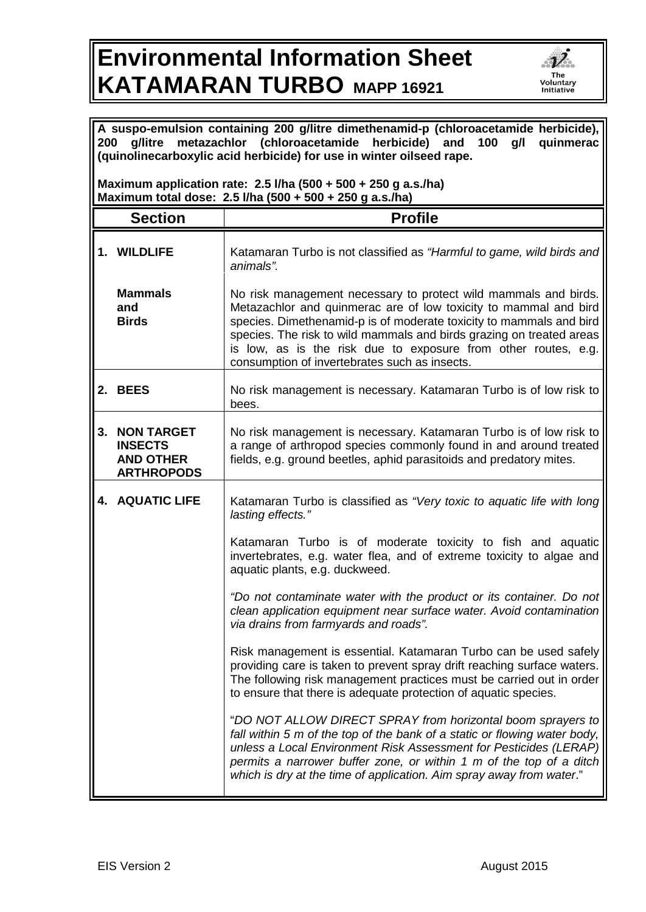# Environmental Information Sheet
# KATAMARAN TURBO MAPP 16921

**A suspo-emulsion containing 200 g/litre dimethenamid-p (chloroacetamide herbicide), 200 g/litre metazachlor (chloroacetamide herbicide) and 100 g/l quinmerac (quinolinecarboxylic acid herbicide) for use in winter oilseed rape.**

**Maximum application rate: 2.5 l/ha (500 + 500 + 250 g a.s./ha)**
**Maximum total dose: 2.5 l/ha (500 + 500 + 250 g a.s./ha)**

| Section | Profile |
|---|---|
| **1. WILDLIFE** | Katamaran Turbo is not classified as *"Harmful to game, wild birds and animals".* |
| **Mammals and Birds** | No risk management necessary to protect wild mammals and birds. Metazachlor and quinmerac are of low toxicity to mammal and bird species. Dimethenamid-p is of moderate toxicity to mammals and bird species. The risk to wild mammals and birds grazing on treated areas is low, as is the risk due to exposure from other routes, e.g. consumption of invertebrates such as insects. |
| **2. BEES** | No risk management is necessary. Katamaran Turbo is of low risk to bees. |
| **3. NON TARGET INSECTS AND OTHER ARTHROPODS** | No risk management is necessary. Katamaran Turbo is of low risk to a range of arthropod species commonly found in and around treated fields, e.g. ground beetles, aphid parasitoids and predatory mites. |
| **4. AQUATIC LIFE** | Katamaran Turbo is classified as *"Very toxic to aquatic life with long lasting effects."*<br><br>Katamaran Turbo is of moderate toxicity to fish and aquatic invertebrates, e.g. water flea, and of extreme toxicity to algae and aquatic plants, e.g. duckweed.<br><br>*"Do not contaminate water with the product or its container. Do not clean application equipment near surface water. Avoid contamination via drains from farmyards and roads".*<br><br>Risk management is essential. Katamaran Turbo can be used safely providing care is taken to prevent spray drift reaching surface waters. The following risk management practices must be carried out in order to ensure that there is adequate protection of aquatic species.<br><br>"*DO NOT ALLOW DIRECT SPRAY from horizontal boom sprayers to fall within 5 m of the top of the bank of a static or flowing water body, unless a Local Environment Risk Assessment for Pesticides (LERAP) permits a narrower buffer zone, or within 1 m of the top of a ditch which is dry at the time of application. Aim spray away from water*." |

EIS Version 2 August 2015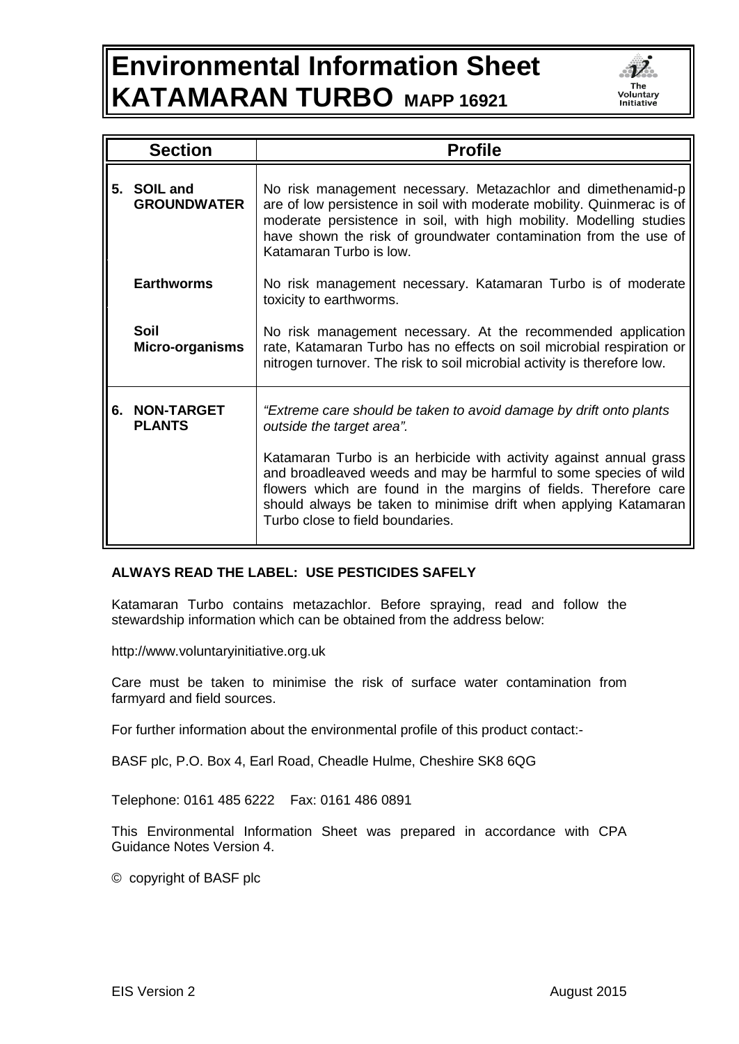# Environmental Information Sheet
# KATAMARAN TURBO MAPP 16921

| Section | Profile |
| --- | --- |
| **5. SOIL and GROUNDWATER** | No risk management necessary. Metazachlor and dimethenamid-p are of low persistence in soil with moderate mobility. Quinmerac is of moderate persistence in soil, with high mobility. Modelling studies have shown the risk of groundwater contamination from the use of Katamaran Turbo is low. |
| **Earthworms** | No risk management necessary. Katamaran Turbo is of moderate toxicity to earthworms. |
| **Soil Micro-organisms** | No risk management necessary. At the recommended application rate, Katamaran Turbo has no effects on soil microbial respiration or nitrogen turnover. The risk to soil microbial activity is therefore low. |
| **6. NON-TARGET PLANTS** | *"Extreme care should be taken to avoid damage by drift onto plants outside the target area".*<br><br>Katamaran Turbo is an herbicide with activity against annual grass and broadleaved weeds and may be harmful to some species of wild flowers which are found in the margins of fields. Therefore care should always be taken to minimise drift when applying Katamaran Turbo close to field boundaries. |

**ALWAYS READ THE LABEL: USE PESTICIDES SAFELY**

Katamaran Turbo contains metazachlor. Before spraying, read and follow the stewardship information which can be obtained from the address below:

http://www.voluntaryinitiative.org.uk

Care must be taken to minimise the risk of surface water contamination from farmyard and field sources.

For further information about the environmental profile of this product contact:-

BASF plc, P.O. Box 4, Earl Road, Cheadle Hulme, Cheshire SK8 6QG

Telephone: 0161 485 6222 Fax: 0161 486 0891

This Environmental Information Sheet was prepared in accordance with CPA Guidance Notes Version 4.

© copyright of BASF plc

EIS Version 2 August 2015